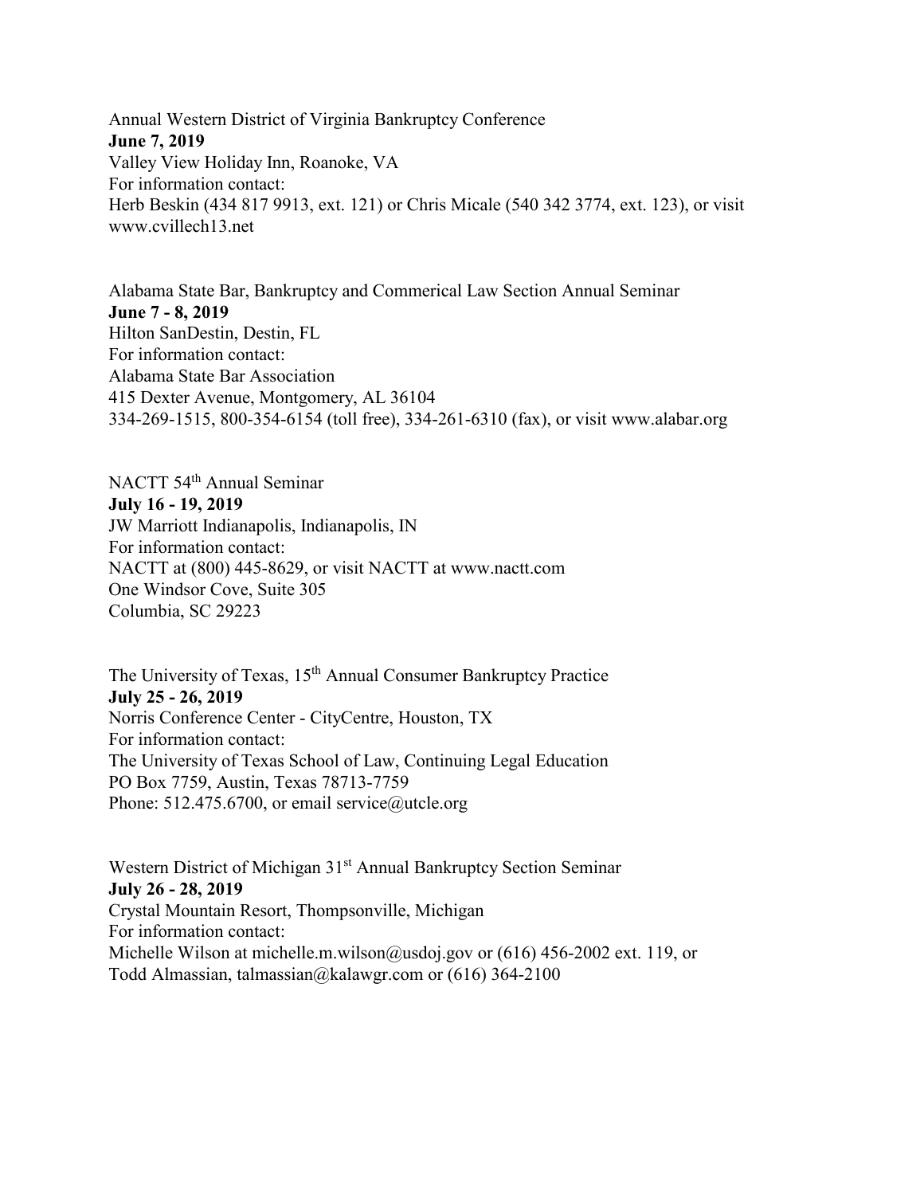Annual Western District of Virginia Bankruptcy Conference
**June 7, 2019**
Valley View Holiday Inn, Roanoke, VA
For information contact:
Herb Beskin (434 817 9913, ext. 121) or Chris Micale (540 342 3774, ext. 123), or visit www.cvillech13.net

Alabama State Bar, Bankruptcy and Commerical Law Section Annual Seminar
**June 7 - 8, 2019**
Hilton SanDestin, Destin, FL
For information contact:
Alabama State Bar Association
415 Dexter Avenue, Montgomery, AL 36104
334-269-1515, 800-354-6154 (toll free), 334-261-6310 (fax), or visit www.alabar.org

NACTT 54th Annual Seminar
**July 16 - 19, 2019**
JW Marriott Indianapolis, Indianapolis, IN
For information contact:
NACTT at (800) 445-8629, or visit NACTT at www.nactt.com
One Windsor Cove, Suite 305
Columbia, SC 29223

The University of Texas, 15th Annual Consumer Bankruptcy Practice
**July 25 - 26, 2019**
Norris Conference Center - CityCentre, Houston, TX
For information contact:
The University of Texas School of Law, Continuing Legal Education
PO Box 7759, Austin, Texas 78713-7759
Phone: 512.475.6700, or email service@utcle.org

Western District of Michigan 31st Annual Bankruptcy Section Seminar
**July 26 - 28, 2019**
Crystal Mountain Resort, Thompsonville, Michigan
For information contact:
Michelle Wilson at michelle.m.wilson@usdoj.gov or (616) 456-2002 ext. 119, or
Todd Almassian, talmassian@kalawgr.com or (616) 364-2100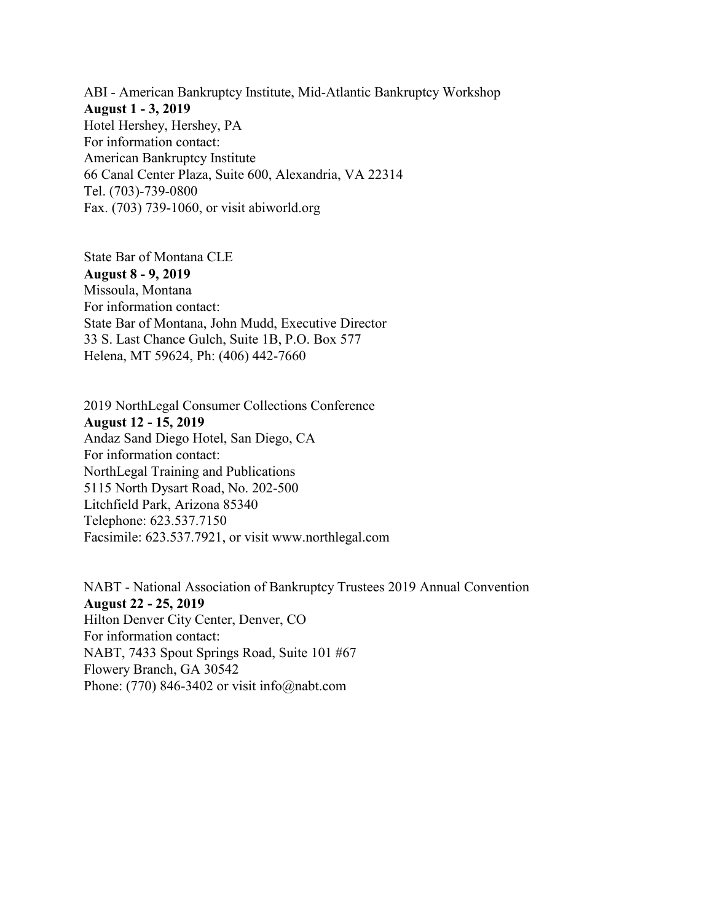ABI - American Bankruptcy Institute, Mid-Atlantic Bankruptcy Workshop
**August 1 - 3, 2019**
Hotel Hershey, Hershey, PA
For information contact:
American Bankruptcy Institute
66 Canal Center Plaza, Suite 600, Alexandria, VA 22314
Tel. (703)-739-0800
Fax. (703) 739-1060, or visit abiworld.org

State Bar of Montana CLE
**August 8 - 9, 2019**
Missoula, Montana
For information contact:
State Bar of Montana, John Mudd, Executive Director
33 S. Last Chance Gulch, Suite 1B, P.O. Box 577
Helena, MT 59624, Ph: (406) 442-7660

2019 NorthLegal Consumer Collections Conference
**August 12 - 15, 2019**
Andaz Sand Diego Hotel, San Diego, CA
For information contact:
NorthLegal Training and Publications
5115 North Dysart Road, No. 202-500
Litchfield Park, Arizona 85340
Telephone: 623.537.7150
Facsimile: 623.537.7921, or visit www.northlegal.com

NABT - National Association of Bankruptcy Trustees 2019 Annual Convention
**August 22 - 25, 2019**
Hilton Denver City Center, Denver, CO
For information contact:
NABT, 7433 Spout Springs Road, Suite 101 #67
Flowery Branch, GA 30542
Phone: (770) 846-3402 or visit info@nabt.com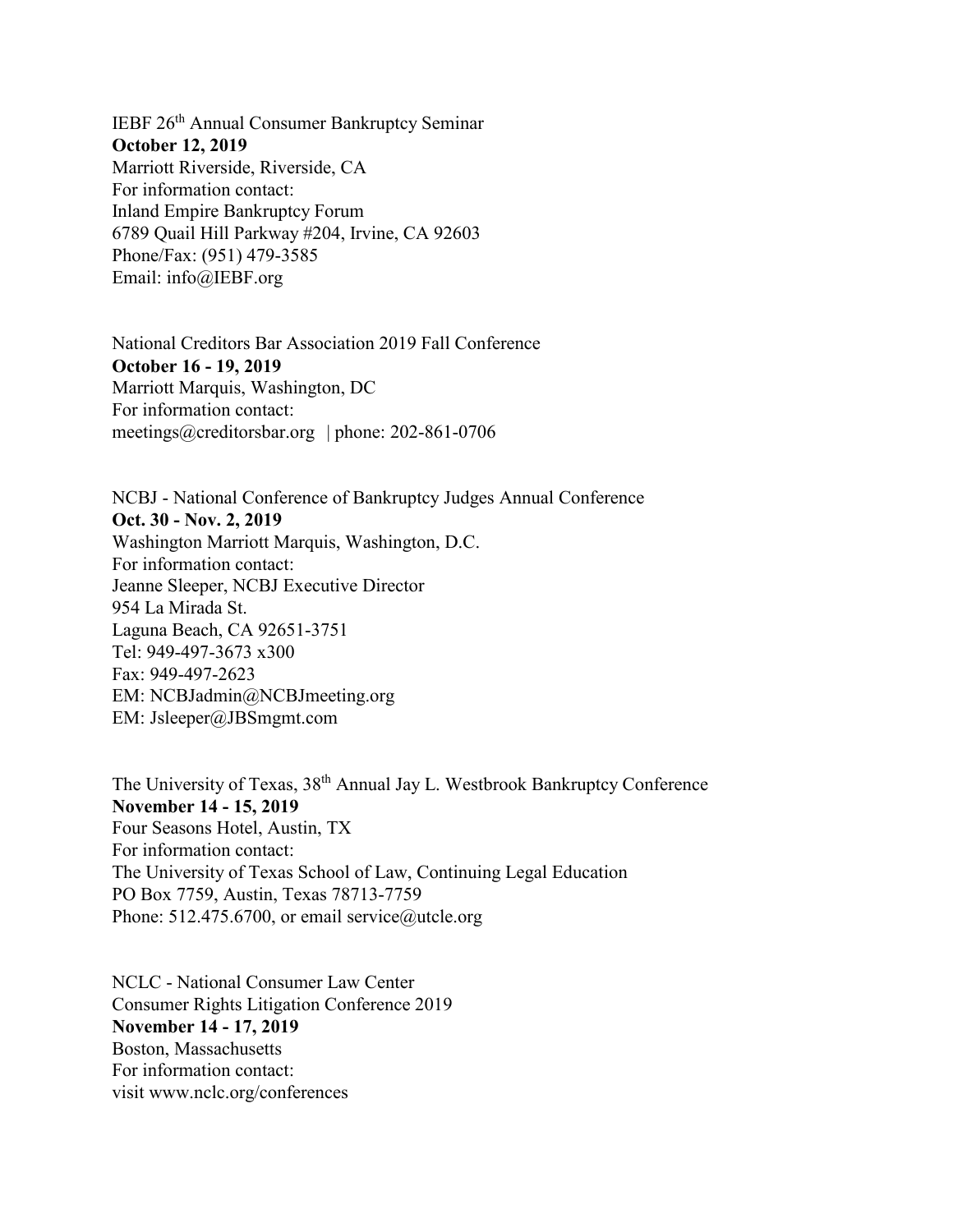IEBF 26th Annual Consumer Bankruptcy Seminar
**October 12, 2019**
Marriott Riverside, Riverside, CA
For information contact:
Inland Empire Bankruptcy Forum
6789 Quail Hill Parkway #204, Irvine, CA 92603
Phone/Fax: (951) 479-3585
Email: info@IEBF.org

National Creditors Bar Association 2019 Fall Conference
**October 16 - 19, 2019**
Marriott Marquis, Washington, DC
For information contact:
meetings@creditorsbar.org | phone: 202-861-0706

NCBJ - National Conference of Bankruptcy Judges Annual Conference
**Oct. 30 - Nov. 2, 2019**
Washington Marriott Marquis, Washington, D.C.
For information contact:
Jeanne Sleeper, NCBJ Executive Director
954 La Mirada St.
Laguna Beach, CA 92651-3751
Tel: 949-497-3673 x300
Fax: 949-497-2623
EM: NCBJadmin@NCBJmeeting.org
EM: Jsleeper@JBSmgmt.com

The University of Texas, 38th Annual Jay L. Westbrook Bankruptcy Conference
**November 14 - 15, 2019**
Four Seasons Hotel, Austin, TX
For information contact:
The University of Texas School of Law, Continuing Legal Education
PO Box 7759, Austin, Texas 78713-7759
Phone: 512.475.6700, or email service@utcle.org

NCLC - National Consumer Law Center
Consumer Rights Litigation Conference 2019
**November 14 - 17, 2019**
Boston, Massachusetts
For information contact:
visit www.nclc.org/conferences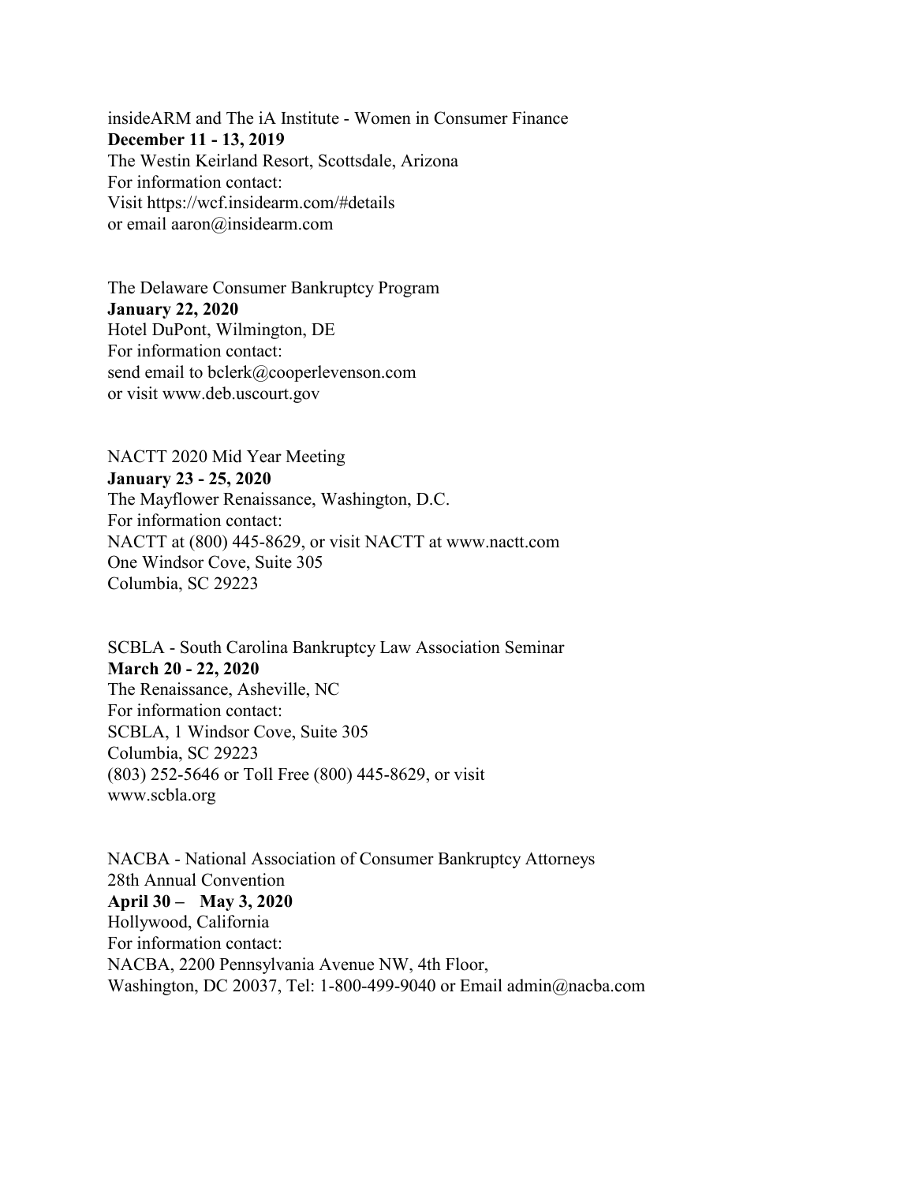insideARM and The iA Institute - Women in Consumer Finance
**December 11 - 13, 2019**
The Westin Keirland Resort, Scottsdale, Arizona
For information contact:
Visit https://wcf.insidearm.com/#details
or email aaron@insidearm.com

The Delaware Consumer Bankruptcy Program
**January 22, 2020**
Hotel DuPont, Wilmington, DE
For information contact:
send email to bclerk@cooperlevenson.com
or visit www.deb.uscourt.gov

NACTT 2020 Mid Year Meeting
**January 23 - 25, 2020**
The Mayflower Renaissance, Washington, D.C.
For information contact:
NACTT at (800) 445-8629, or visit NACTT at www.nactt.com
One Windsor Cove, Suite 305
Columbia, SC 29223

SCBLA - South Carolina Bankruptcy Law Association Seminar
**March 20 - 22, 2020**
The Renaissance, Asheville, NC
For information contact:
SCBLA, 1 Windsor Cove, Suite 305
Columbia, SC 29223
(803) 252-5646 or Toll Free (800) 445-8629, or visit
www.scbla.org

NACBA - National Association of Consumer Bankruptcy Attorneys
28th Annual Convention
**April 30 – May 3, 2020**
Hollywood, California
For information contact:
NACBA, 2200 Pennsylvania Avenue NW, 4th Floor,
Washington, DC 20037, Tel: 1-800-499-9040 or Email admin@nacba.com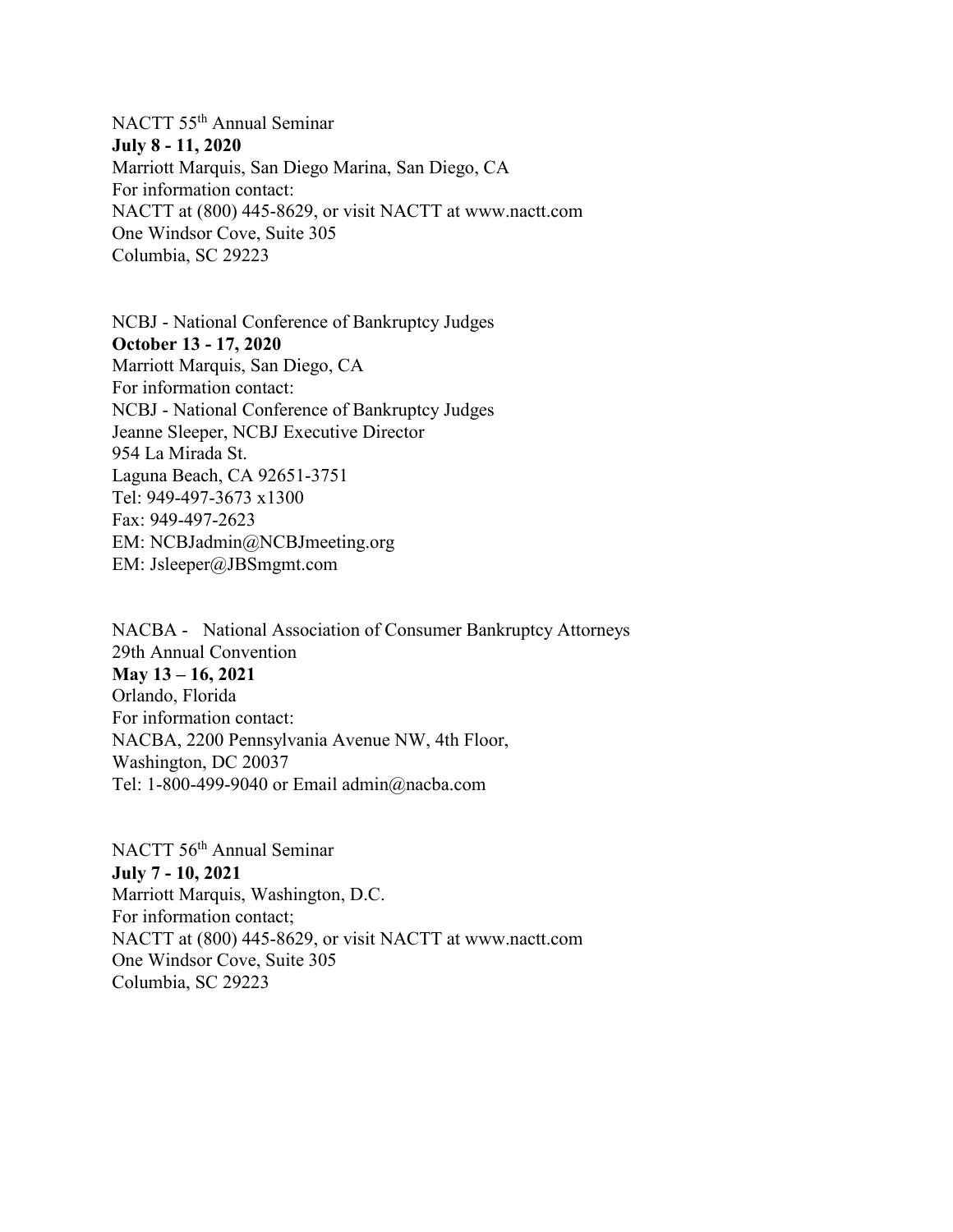NACTT 55th Annual Seminar
**July 8 - 11, 2020**
Marriott Marquis, San Diego Marina, San Diego, CA
For information contact:
NACTT at (800) 445-8629, or visit NACTT at www.nactt.com
One Windsor Cove, Suite 305
Columbia, SC 29223

NCBJ - National Conference of Bankruptcy Judges
**October 13 - 17, 2020**
Marriott Marquis, San Diego, CA
For information contact:
NCBJ - National Conference of Bankruptcy Judges
Jeanne Sleeper, NCBJ Executive Director
954 La Mirada St.
Laguna Beach, CA 92651-3751
Tel: 949-497-3673 x1300
Fax: 949-497-2623
EM: NCBJadmin@NCBJmeeting.org
EM: Jsleeper@JBSmgmt.com

NACBA - National Association of Consumer Bankruptcy Attorneys
29th Annual Convention
**May 13 – 16, 2021**
Orlando, Florida
For information contact:
NACBA, 2200 Pennsylvania Avenue NW, 4th Floor,
Washington, DC 20037
Tel: 1-800-499-9040 or Email admin@nacba.com

NACTT 56th Annual Seminar
**July 7 - 10, 2021**
Marriott Marquis, Washington, D.C.
For information contact;
NACTT at (800) 445-8629, or visit NACTT at www.nactt.com
One Windsor Cove, Suite 305
Columbia, SC 29223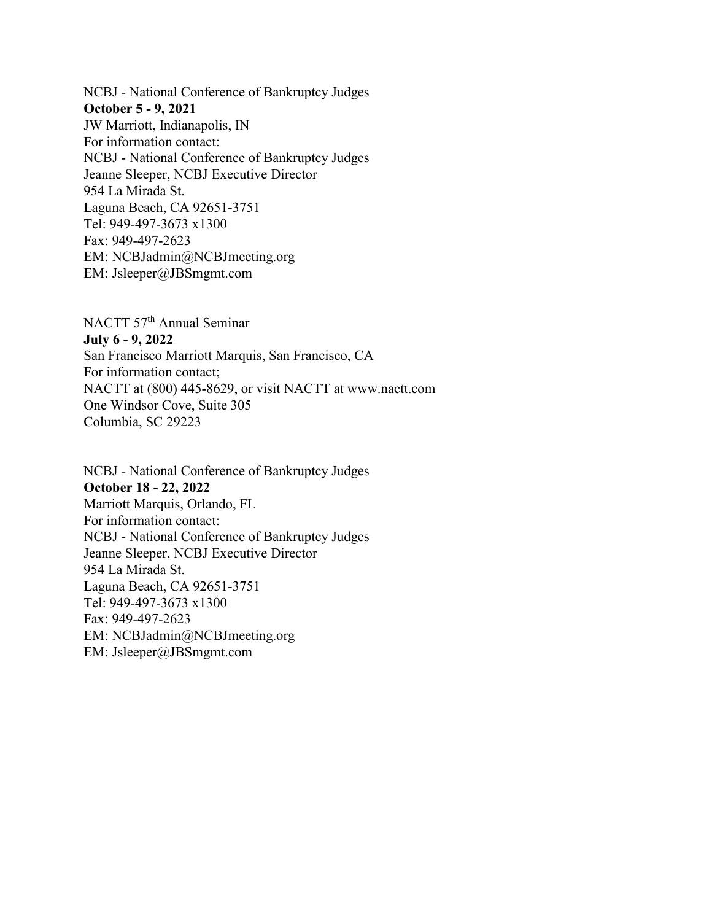NCBJ - National Conference of Bankruptcy Judges
**October 5 - 9, 2021**
JW Marriott, Indianapolis, IN
For information contact:
NCBJ - National Conference of Bankruptcy Judges
Jeanne Sleeper, NCBJ Executive Director
954 La Mirada St.
Laguna Beach, CA 92651-3751
Tel: 949-497-3673 x1300
Fax: 949-497-2623
EM: NCBJadmin@NCBJmeeting.org
EM: Jsleeper@JBSmgmt.com

NACTT 57th Annual Seminar
**July 6 - 9, 2022**
San Francisco Marriott Marquis, San Francisco, CA
For information contact;
NACTT at (800) 445-8629, or visit NACTT at www.nactt.com
One Windsor Cove, Suite 305
Columbia, SC 29223

NCBJ - National Conference of Bankruptcy Judges
**October 18 - 22, 2022**
Marriott Marquis, Orlando, FL
For information contact:
NCBJ - National Conference of Bankruptcy Judges
Jeanne Sleeper, NCBJ Executive Director
954 La Mirada St.
Laguna Beach, CA 92651-3751
Tel: 949-497-3673 x1300
Fax: 949-497-2623
EM: NCBJadmin@NCBJmeeting.org
EM: Jsleeper@JBSmgmt.com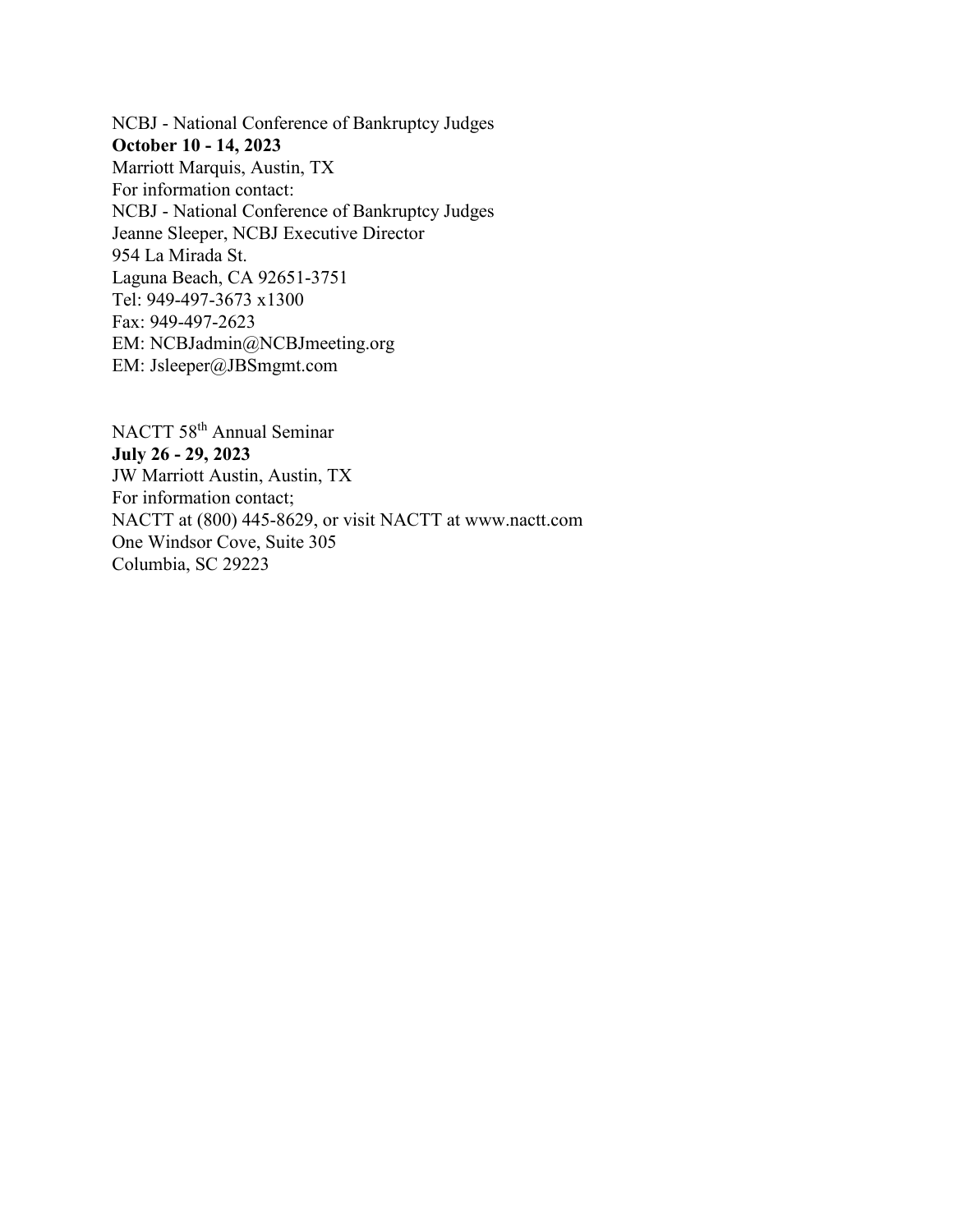NCBJ - National Conference of Bankruptcy Judges
**October 10 - 14, 2023**
Marriott Marquis, Austin, TX
For information contact:
NCBJ - National Conference of Bankruptcy Judges
Jeanne Sleeper, NCBJ Executive Director
954 La Mirada St.
Laguna Beach, CA 92651-3751
Tel: 949-497-3673 x1300
Fax: 949-497-2623
EM: NCBJadmin@NCBJmeeting.org
EM: Jsleeper@JBSmgmt.com

NACTT 58th Annual Seminar
**July 26 - 29, 2023**
JW Marriott Austin, Austin, TX
For information contact;
NACTT at (800) 445-8629, or visit NACTT at www.nactt.com
One Windsor Cove, Suite 305
Columbia, SC 29223